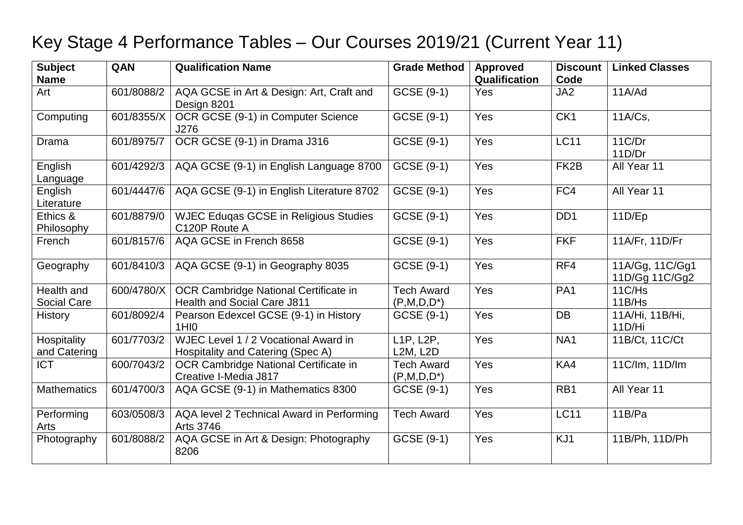# Key Stage 4 Performance Tables – Our Courses 2019/21 (Current Year 11)

| Subject Name | QAN | Qualification Name | Grade Method | Approved Qualification | Discount Code | Linked Classes |
|---|---|---|---|---|---|---|
| Art | 601/8088/2 | AQA GCSE in Art & Design: Art, Craft and Design 8201 | GCSE (9-1) | Yes | JA2 | 11A/Ad |
| Computing | 601/8355/X | OCR GCSE (9-1) in Computer Science J276 | GCSE (9-1) | Yes | CK1 | 11A/Cs, |
| Drama | 601/8975/7 | OCR GCSE (9-1) in Drama J316 | GCSE (9-1) | Yes | LC11 | 11C/Dr 11D/Dr |
| English Language | 601/4292/3 | AQA GCSE (9-1) in English Language 8700 | GCSE (9-1) | Yes | FK2B | All Year 11 |
| English Literature | 601/4447/6 | AQA GCSE (9-1) in English Literature 8702 | GCSE (9-1) | Yes | FC4 | All Year 11 |
| Ethics & Philosophy | 601/8879/0 | WJEC Eduqas GCSE in Religious Studies C120P Route A | GCSE (9-1) | Yes | DD1 | 11D/Ep |
| French | 601/8157/6 | AQA GCSE in French 8658 | GCSE (9-1) | Yes | FKF | 11A/Fr, 11D/Fr |
| Geography | 601/8410/3 | AQA GCSE (9-1) in Geography 8035 | GCSE (9-1) | Yes | RF4 | 11A/Gg, 11C/Gg1 11D/Gg 11C/Gg2 |
| Health and Social Care | 600/4780/X | OCR Cambridge National Certificate in Health and Social Care J811 | Tech Award (P,M,D,D*) | Yes | PA1 | 11C/Hs 11B/Hs |
| History | 601/8092/4 | Pearson Edexcel GCSE (9-1) in History 1HI0 | GCSE (9-1) | Yes | DB | 11A/Hi, 11B/Hi, 11D/Hi |
| Hospitality and Catering | 601/7703/2 | WJEC Level 1 / 2 Vocational Award in Hospitality and Catering (Spec A) | L1P, L2P, L2M, L2D | Yes | NA1 | 11B/Ct, 11C/Ct |
| ICT | 600/7043/2 | OCR Cambridge National Certificate in Creative I-Media J817 | Tech Award (P,M,D,D*) | Yes | KA4 | 11C/Im, 11D/Im |
| Mathematics | 601/4700/3 | AQA GCSE (9-1) in Mathematics 8300 | GCSE (9-1) | Yes | RB1 | All Year 11 |
| Performing Arts | 603/0508/3 | AQA level 2 Technical Award in Performing Arts 3746 | Tech Award | Yes | LC11 | 11B/Pa |
| Photography | 601/8088/2 | AQA GCSE in Art & Design: Photography 8206 | GCSE (9-1) | Yes | KJ1 | 11B/Ph, 11D/Ph |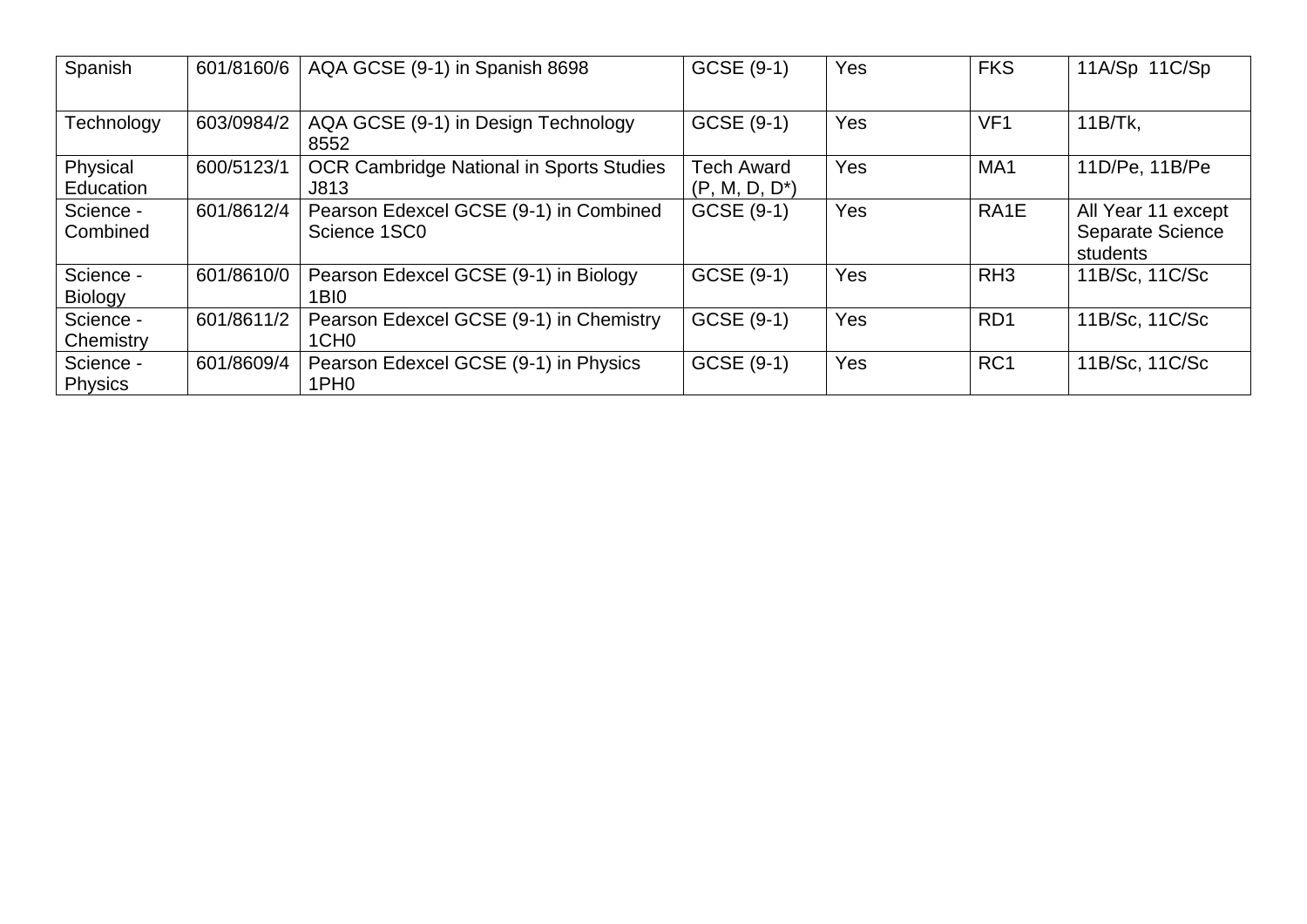| | | | | | | |
|---|---|---|---|---|---|---|
| Spanish | 601/8160/6 | AQA GCSE (9-1) in Spanish 8698 | GCSE (9-1) | Yes | FKS | 11A/Sp 11C/Sp |
| Technology | 603/0984/2 | AQA GCSE (9-1) in Design Technology 8552 | GCSE (9-1) | Yes | VF1 | 11B/Tk, |
| Physical Education | 600/5123/1 | OCR Cambridge National in Sports Studies J813 | Tech Award (P, M, D, D*) | Yes | MA1 | 11D/Pe, 11B/Pe |
| Science - Combined | 601/8612/4 | Pearson Edexcel GCSE (9-1) in Combined Science 1SC0 | GCSE (9-1) | Yes | RA1E | All Year 11 except Separate Science students |
| Science - Biology | 601/8610/0 | Pearson Edexcel GCSE (9-1) in Biology 1BI0 | GCSE (9-1) | Yes | RH3 | 11B/Sc, 11C/Sc |
| Science - Chemistry | 601/8611/2 | Pearson Edexcel GCSE (9-1) in Chemistry 1CH0 | GCSE (9-1) | Yes | RD1 | 11B/Sc, 11C/Sc |
| Science - Physics | 601/8609/4 | Pearson Edexcel GCSE (9-1) in Physics 1PH0 | GCSE (9-1) | Yes | RC1 | 11B/Sc, 11C/Sc |